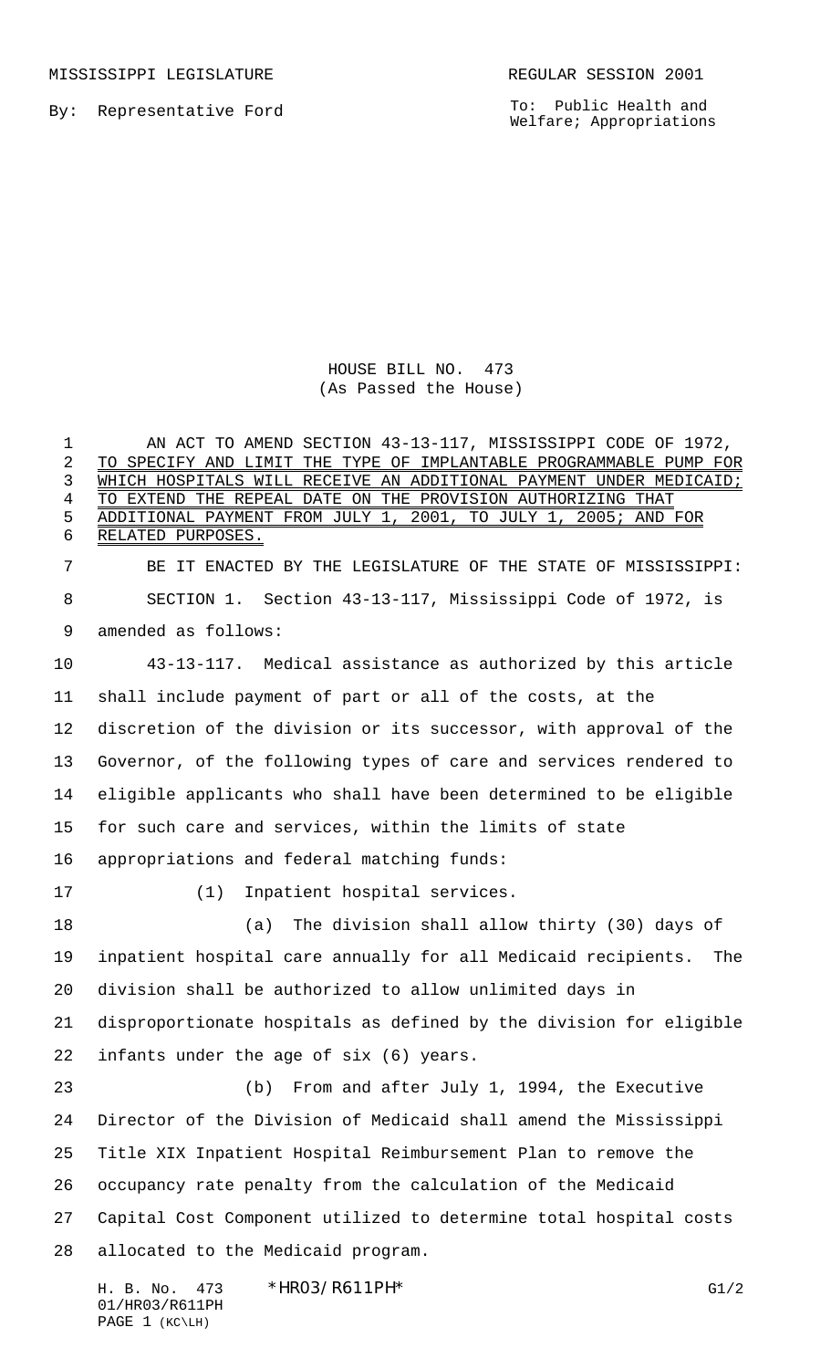MISSISSIPPI LEGISLATURE REGULAR SESSION 2001

By: Representative Ford

To: Public Health and Welfare; Appropriations

HOUSE BILL NO. 473
(As Passed the House)

AN ACT TO AMEND SECTION 43-13-117, MISSISSIPPI CODE OF 1972, TO SPECIFY AND LIMIT THE TYPE OF IMPLANTABLE PROGRAMMABLE PUMP FOR WHICH HOSPITALS WILL RECEIVE AN ADDITIONAL PAYMENT UNDER MEDICAID; TO EXTEND THE REPEAL DATE ON THE PROVISION AUTHORIZING THAT ADDITIONAL PAYMENT FROM JULY 1, 2001, TO JULY 1, 2005; AND FOR RELATED PURPOSES.

BE IT ENACTED BY THE LEGISLATURE OF THE STATE OF MISSISSIPPI:

SECTION 1. Section 43-13-117, Mississippi Code of 1972, is amended as follows:

43-13-117. Medical assistance as authorized by this article shall include payment of part or all of the costs, at the discretion of the division or its successor, with approval of the Governor, of the following types of care and services rendered to eligible applicants who shall have been determined to be eligible for such care and services, within the limits of state appropriations and federal matching funds:

(1) Inpatient hospital services.

(a) The division shall allow thirty (30) days of inpatient hospital care annually for all Medicaid recipients. The division shall be authorized to allow unlimited days in disproportionate hospitals as defined by the division for eligible infants under the age of six (6) years.

(b) From and after July 1, 1994, the Executive Director of the Division of Medicaid shall amend the Mississippi Title XIX Inpatient Hospital Reimbursement Plan to remove the occupancy rate penalty from the calculation of the Medicaid Capital Cost Component utilized to determine total hospital costs allocated to the Medicaid program.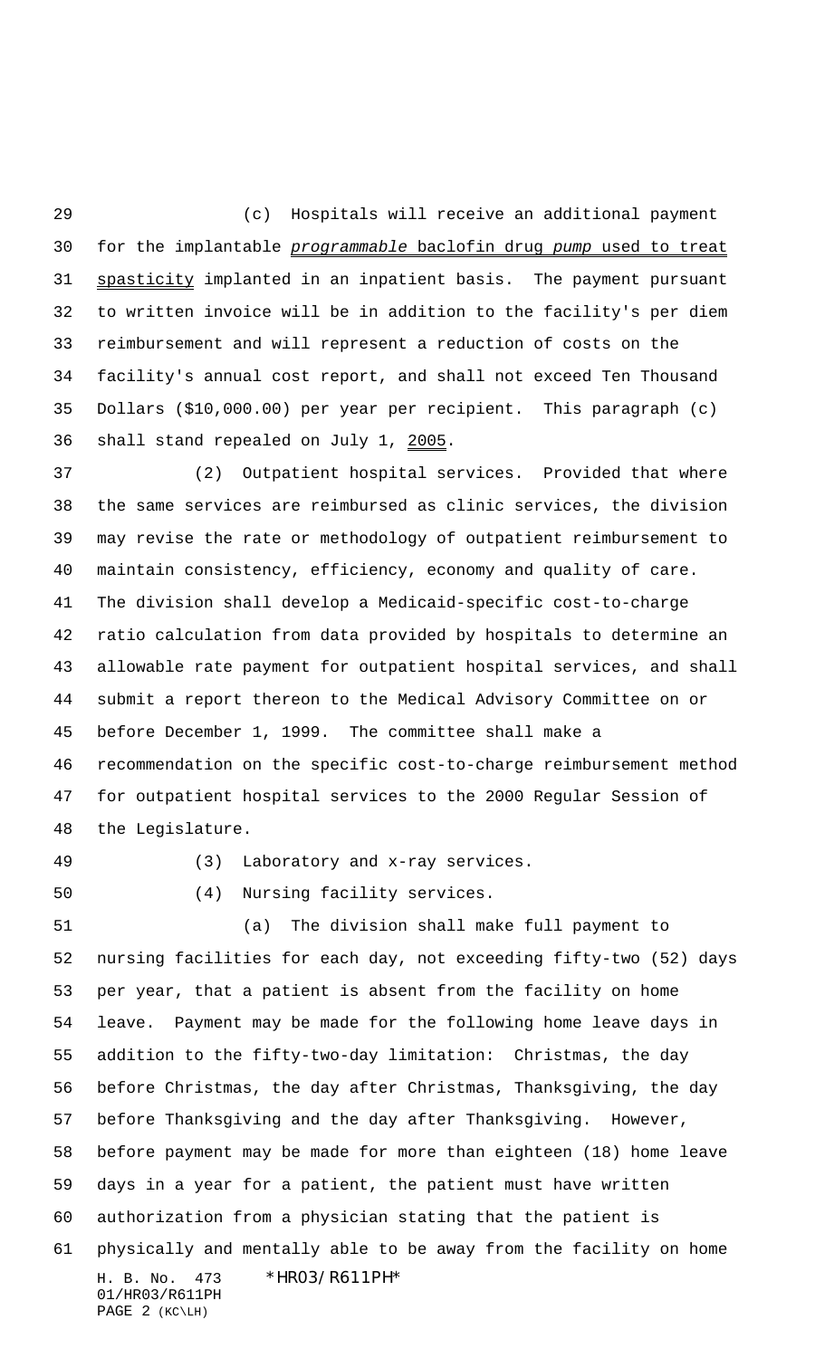(c) Hospitals will receive an additional payment for the implantable *programmable* baclofin drug *pump* used to treat spasticity implanted in an inpatient basis. The payment pursuant to written invoice will be in addition to the facility's per diem reimbursement and will represent a reduction of costs on the facility's annual cost report, and shall not exceed Ten Thousand Dollars ($10,000.00) per year per recipient. This paragraph (c) shall stand repealed on July 1, 2005.

(2) Outpatient hospital services. Provided that where the same services are reimbursed as clinic services, the division may revise the rate or methodology of outpatient reimbursement to maintain consistency, efficiency, economy and quality of care. The division shall develop a Medicaid-specific cost-to-charge ratio calculation from data provided by hospitals to determine an allowable rate payment for outpatient hospital services, and shall submit a report thereon to the Medical Advisory Committee on or before December 1, 1999. The committee shall make a recommendation on the specific cost-to-charge reimbursement method for outpatient hospital services to the 2000 Regular Session of the Legislature.

(3) Laboratory and x-ray services.

(4) Nursing facility services.

(a) The division shall make full payment to nursing facilities for each day, not exceeding fifty-two (52) days per year, that a patient is absent from the facility on home leave. Payment may be made for the following home leave days in addition to the fifty-two-day limitation: Christmas, the day before Christmas, the day after Christmas, Thanksgiving, the day before Thanksgiving and the day after Thanksgiving. However, before payment may be made for more than eighteen (18) home leave days in a year for a patient, the patient must have written authorization from a physician stating that the patient is physically and mentally able to be away from the facility on home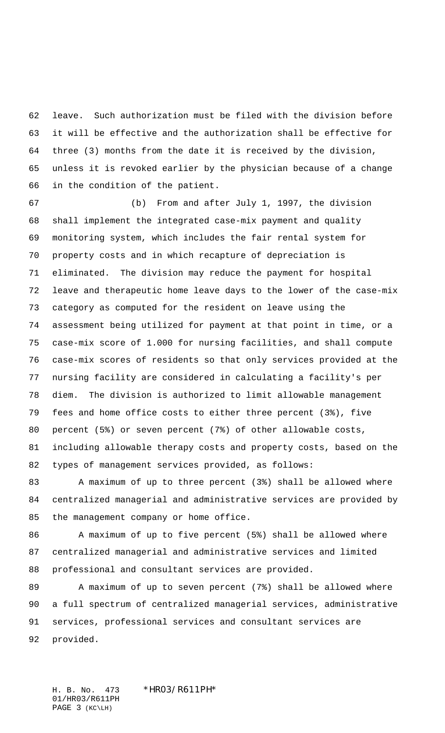leave. Such authorization must be filed with the division before it will be effective and the authorization shall be effective for three (3) months from the date it is received by the division, unless it is revoked earlier by the physician because of a change in the condition of the patient.

(b) From and after July 1, 1997, the division shall implement the integrated case-mix payment and quality monitoring system, which includes the fair rental system for property costs and in which recapture of depreciation is eliminated. The division may reduce the payment for hospital leave and therapeutic home leave days to the lower of the case-mix category as computed for the resident on leave using the assessment being utilized for payment at that point in time, or a case-mix score of 1.000 for nursing facilities, and shall compute case-mix scores of residents so that only services provided at the nursing facility are considered in calculating a facility's per diem. The division is authorized to limit allowable management fees and home office costs to either three percent (3%), five percent (5%) or seven percent (7%) of other allowable costs, including allowable therapy costs and property costs, based on the types of management services provided, as follows:

A maximum of up to three percent (3%) shall be allowed where centralized managerial and administrative services are provided by the management company or home office.

A maximum of up to five percent (5%) shall be allowed where centralized managerial and administrative services and limited professional and consultant services are provided.

A maximum of up to seven percent (7%) shall be allowed where a full spectrum of centralized managerial services, administrative services, professional services and consultant services are provided.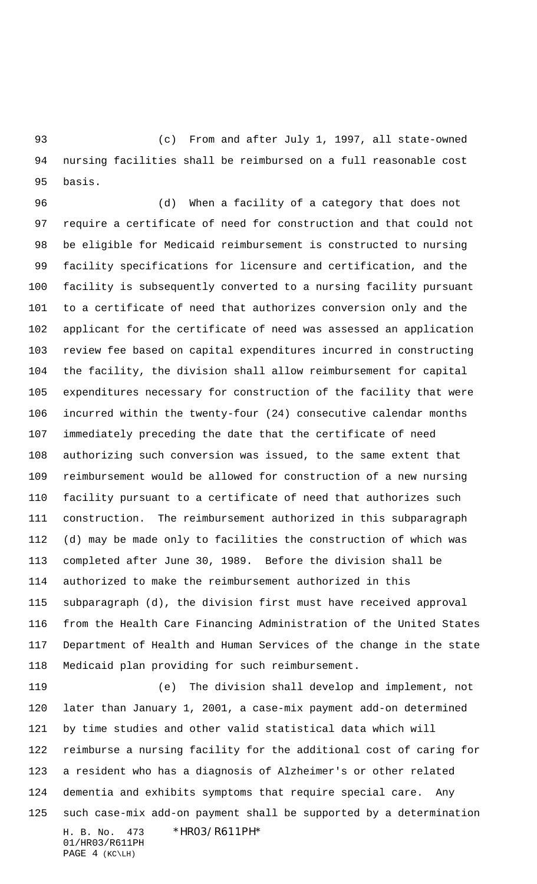(c) From and after July 1, 1997, all state-owned nursing facilities shall be reimbursed on a full reasonable cost basis.

(d) When a facility of a category that does not require a certificate of need for construction and that could not be eligible for Medicaid reimbursement is constructed to nursing facility specifications for licensure and certification, and the facility is subsequently converted to a nursing facility pursuant to a certificate of need that authorizes conversion only and the applicant for the certificate of need was assessed an application review fee based on capital expenditures incurred in constructing the facility, the division shall allow reimbursement for capital expenditures necessary for construction of the facility that were incurred within the twenty-four (24) consecutive calendar months immediately preceding the date that the certificate of need authorizing such conversion was issued, to the same extent that reimbursement would be allowed for construction of a new nursing facility pursuant to a certificate of need that authorizes such construction. The reimbursement authorized in this subparagraph (d) may be made only to facilities the construction of which was completed after June 30, 1989. Before the division shall be authorized to make the reimbursement authorized in this subparagraph (d), the division first must have received approval from the Health Care Financing Administration of the United States Department of Health and Human Services of the change in the state Medicaid plan providing for such reimbursement.

(e) The division shall develop and implement, not later than January 1, 2001, a case-mix payment add-on determined by time studies and other valid statistical data which will reimburse a nursing facility for the additional cost of caring for a resident who has a diagnosis of Alzheimer's or other related dementia and exhibits symptoms that require special care. Any such case-mix add-on payment shall be supported by a determination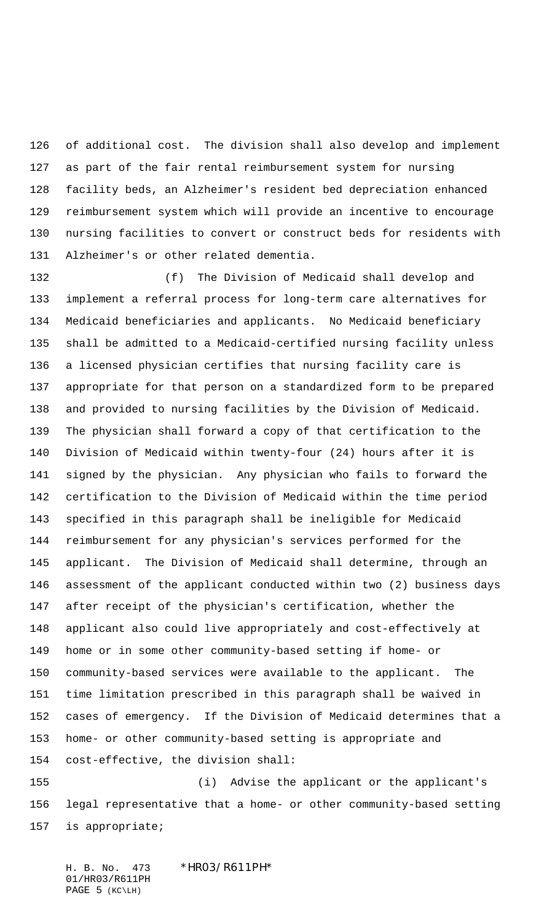of additional cost. The division shall also develop and implement as part of the fair rental reimbursement system for nursing facility beds, an Alzheimer's resident bed depreciation enhanced reimbursement system which will provide an incentive to encourage nursing facilities to convert or construct beds for residents with Alzheimer's or other related dementia.

(f) The Division of Medicaid shall develop and implement a referral process for long-term care alternatives for Medicaid beneficiaries and applicants. No Medicaid beneficiary shall be admitted to a Medicaid-certified nursing facility unless a licensed physician certifies that nursing facility care is appropriate for that person on a standardized form to be prepared and provided to nursing facilities by the Division of Medicaid. The physician shall forward a copy of that certification to the Division of Medicaid within twenty-four (24) hours after it is signed by the physician. Any physician who fails to forward the certification to the Division of Medicaid within the time period specified in this paragraph shall be ineligible for Medicaid reimbursement for any physician's services performed for the applicant. The Division of Medicaid shall determine, through an assessment of the applicant conducted within two (2) business days after receipt of the physician's certification, whether the applicant also could live appropriately and cost-effectively at home or in some other community-based setting if home- or community-based services were available to the applicant. The time limitation prescribed in this paragraph shall be waived in cases of emergency. If the Division of Medicaid determines that a home- or other community-based setting is appropriate and cost-effective, the division shall:

(i) Advise the applicant or the applicant's legal representative that a home- or other community-based setting is appropriate;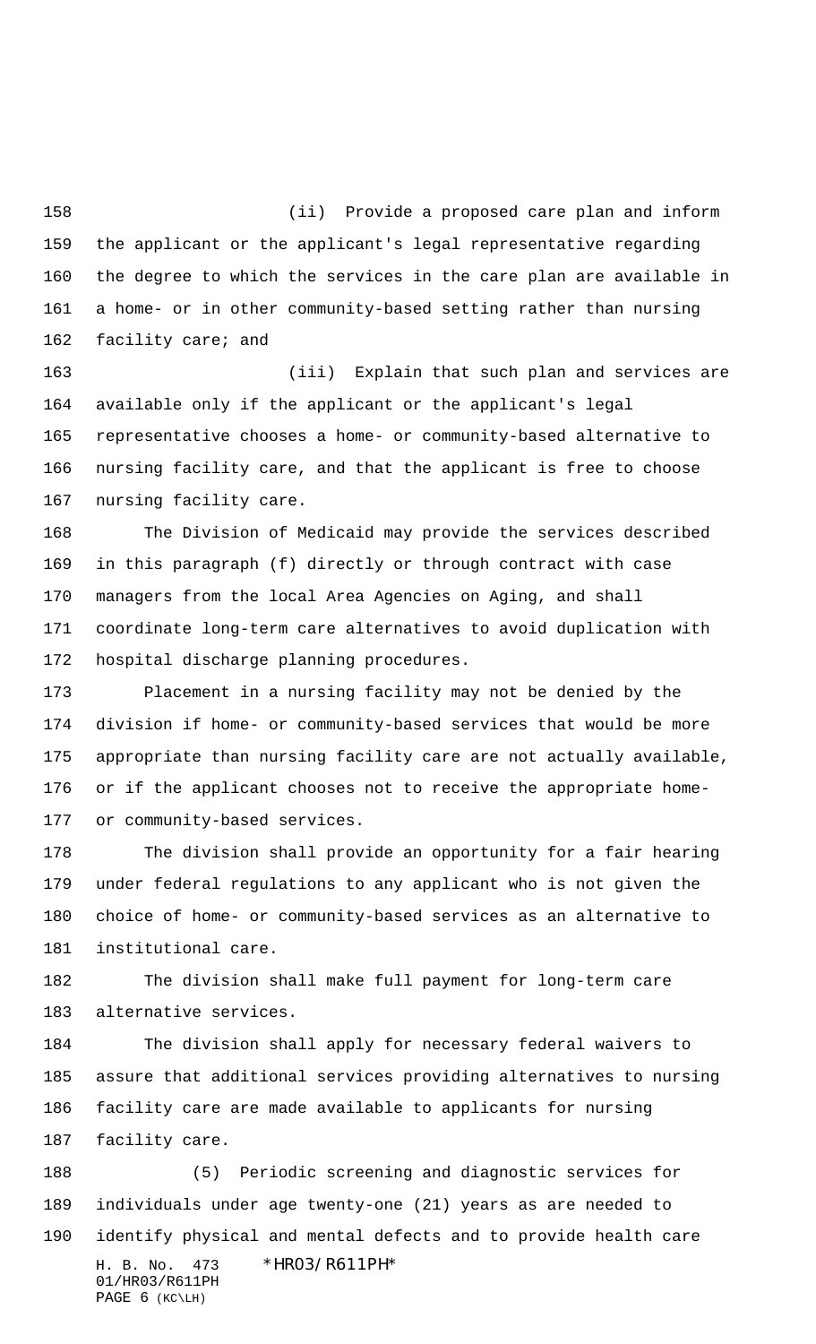(ii) Provide a proposed care plan and inform the applicant or the applicant's legal representative regarding the degree to which the services in the care plan are available in a home- or in other community-based setting rather than nursing facility care; and

(iii) Explain that such plan and services are available only if the applicant or the applicant's legal representative chooses a home- or community-based alternative to nursing facility care, and that the applicant is free to choose nursing facility care.

The Division of Medicaid may provide the services described in this paragraph (f) directly or through contract with case managers from the local Area Agencies on Aging, and shall coordinate long-term care alternatives to avoid duplication with hospital discharge planning procedures.

Placement in a nursing facility may not be denied by the division if home- or community-based services that would be more appropriate than nursing facility care are not actually available, or if the applicant chooses not to receive the appropriate home- or community-based services.

The division shall provide an opportunity for a fair hearing under federal regulations to any applicant who is not given the choice of home- or community-based services as an alternative to institutional care.

The division shall make full payment for long-term care alternative services.

The division shall apply for necessary federal waivers to assure that additional services providing alternatives to nursing facility care are made available to applicants for nursing facility care.

(5) Periodic screening and diagnostic services for individuals under age twenty-one (21) years as are needed to identify physical and mental defects and to provide health care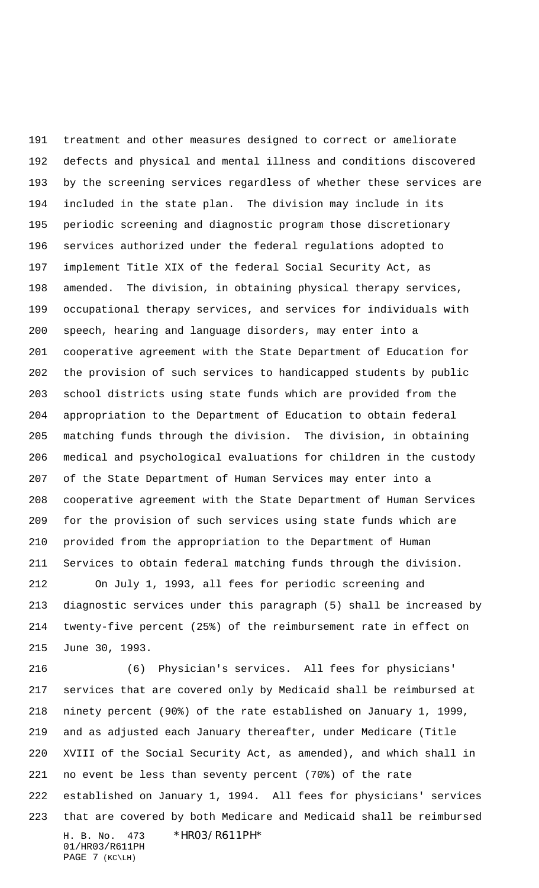treatment and other measures designed to correct or ameliorate defects and physical and mental illness and conditions discovered by the screening services regardless of whether these services are included in the state plan. The division may include in its periodic screening and diagnostic program those discretionary services authorized under the federal regulations adopted to implement Title XIX of the federal Social Security Act, as amended. The division, in obtaining physical therapy services, occupational therapy services, and services for individuals with speech, hearing and language disorders, may enter into a cooperative agreement with the State Department of Education for the provision of such services to handicapped students by public school districts using state funds which are provided from the appropriation to the Department of Education to obtain federal matching funds through the division. The division, in obtaining medical and psychological evaluations for children in the custody of the State Department of Human Services may enter into a cooperative agreement with the State Department of Human Services for the provision of such services using state funds which are provided from the appropriation to the Department of Human Services to obtain federal matching funds through the division.

On July 1, 1993, all fees for periodic screening and diagnostic services under this paragraph (5) shall be increased by twenty-five percent (25%) of the reimbursement rate in effect on June 30, 1993.

(6) Physician's services. All fees for physicians' services that are covered only by Medicaid shall be reimbursed at ninety percent (90%) of the rate established on January 1, 1999, and as adjusted each January thereafter, under Medicare (Title XVIII of the Social Security Act, as amended), and which shall in no event be less than seventy percent (70%) of the rate established on January 1, 1994. All fees for physicians' services that are covered by both Medicare and Medicaid shall be reimbursed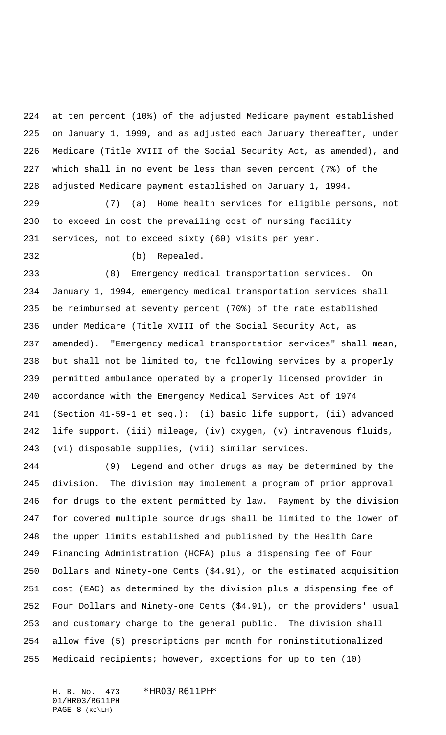at ten percent (10%) of the adjusted Medicare payment established on January 1, 1999, and as adjusted each January thereafter, under Medicare (Title XVIII of the Social Security Act, as amended), and which shall in no event be less than seven percent (7%) of the adjusted Medicare payment established on January 1, 1994.

(7) (a) Home health services for eligible persons, not to exceed in cost the prevailing cost of nursing facility services, not to exceed sixty (60) visits per year.

(b) Repealed.

(8) Emergency medical transportation services. On January 1, 1994, emergency medical transportation services shall be reimbursed at seventy percent (70%) of the rate established under Medicare (Title XVIII of the Social Security Act, as amended). "Emergency medical transportation services" shall mean, but shall not be limited to, the following services by a properly permitted ambulance operated by a properly licensed provider in accordance with the Emergency Medical Services Act of 1974 (Section 41-59-1 et seq.): (i) basic life support, (ii) advanced life support, (iii) mileage, (iv) oxygen, (v) intravenous fluids, (vi) disposable supplies, (vii) similar services.

(9) Legend and other drugs as may be determined by the division. The division may implement a program of prior approval for drugs to the extent permitted by law. Payment by the division for covered multiple source drugs shall be limited to the lower of the upper limits established and published by the Health Care Financing Administration (HCFA) plus a dispensing fee of Four Dollars and Ninety-one Cents ($4.91), or the estimated acquisition cost (EAC) as determined by the division plus a dispensing fee of Four Dollars and Ninety-one Cents ($4.91), or the providers' usual and customary charge to the general public. The division shall allow five (5) prescriptions per month for noninstitutionalized Medicaid recipients; however, exceptions for up to ten (10)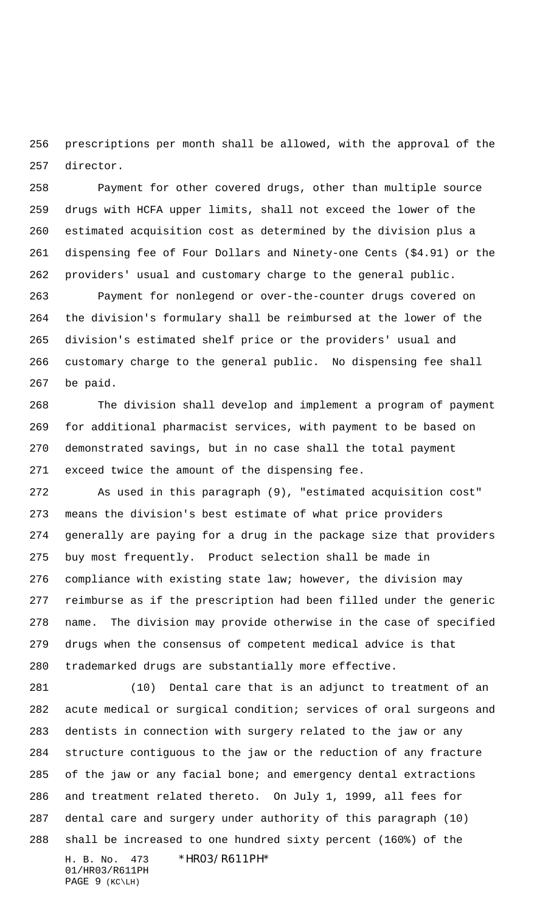prescriptions per month shall be allowed, with the approval of the director.

Payment for other covered drugs, other than multiple source drugs with HCFA upper limits, shall not exceed the lower of the estimated acquisition cost as determined by the division plus a dispensing fee of Four Dollars and Ninety-one Cents ($4.91) or the providers' usual and customary charge to the general public.

Payment for nonlegend or over-the-counter drugs covered on the division's formulary shall be reimbursed at the lower of the division's estimated shelf price or the providers' usual and customary charge to the general public. No dispensing fee shall be paid.

The division shall develop and implement a program of payment for additional pharmacist services, with payment to be based on demonstrated savings, but in no case shall the total payment exceed twice the amount of the dispensing fee.

As used in this paragraph (9), "estimated acquisition cost" means the division's best estimate of what price providers generally are paying for a drug in the package size that providers buy most frequently. Product selection shall be made in compliance with existing state law; however, the division may reimburse as if the prescription had been filled under the generic name. The division may provide otherwise in the case of specified drugs when the consensus of competent medical advice is that trademarked drugs are substantially more effective.

(10) Dental care that is an adjunct to treatment of an acute medical or surgical condition; services of oral surgeons and dentists in connection with surgery related to the jaw or any structure contiguous to the jaw or the reduction of any fracture of the jaw or any facial bone; and emergency dental extractions and treatment related thereto. On July 1, 1999, all fees for dental care and surgery under authority of this paragraph (10) shall be increased to one hundred sixty percent (160%) of the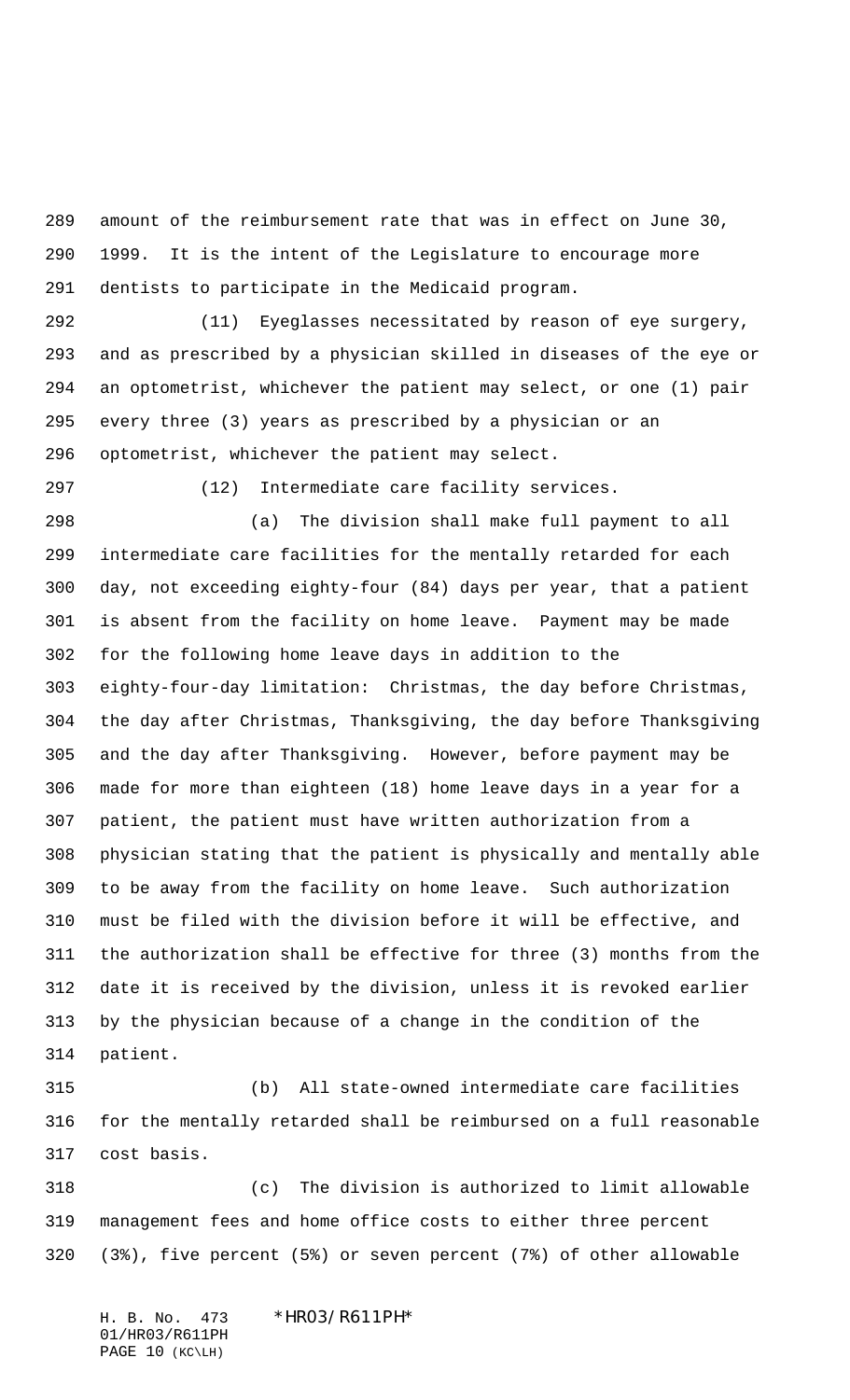amount of the reimbursement rate that was in effect on June 30, 1999. It is the intent of the Legislature to encourage more dentists to participate in the Medicaid program.

(11) Eyeglasses necessitated by reason of eye surgery, and as prescribed by a physician skilled in diseases of the eye or an optometrist, whichever the patient may select, or one (1) pair every three (3) years as prescribed by a physician or an optometrist, whichever the patient may select.

(12) Intermediate care facility services.

(a) The division shall make full payment to all intermediate care facilities for the mentally retarded for each day, not exceeding eighty-four (84) days per year, that a patient is absent from the facility on home leave. Payment may be made for the following home leave days in addition to the eighty-four-day limitation: Christmas, the day before Christmas, the day after Christmas, Thanksgiving, the day before Thanksgiving and the day after Thanksgiving. However, before payment may be made for more than eighteen (18) home leave days in a year for a patient, the patient must have written authorization from a physician stating that the patient is physically and mentally able to be away from the facility on home leave. Such authorization must be filed with the division before it will be effective, and the authorization shall be effective for three (3) months from the date it is received by the division, unless it is revoked earlier by the physician because of a change in the condition of the patient.

(b) All state-owned intermediate care facilities for the mentally retarded shall be reimbursed on a full reasonable cost basis.

(c) The division is authorized to limit allowable management fees and home office costs to either three percent (3%), five percent (5%) or seven percent (7%) of other allowable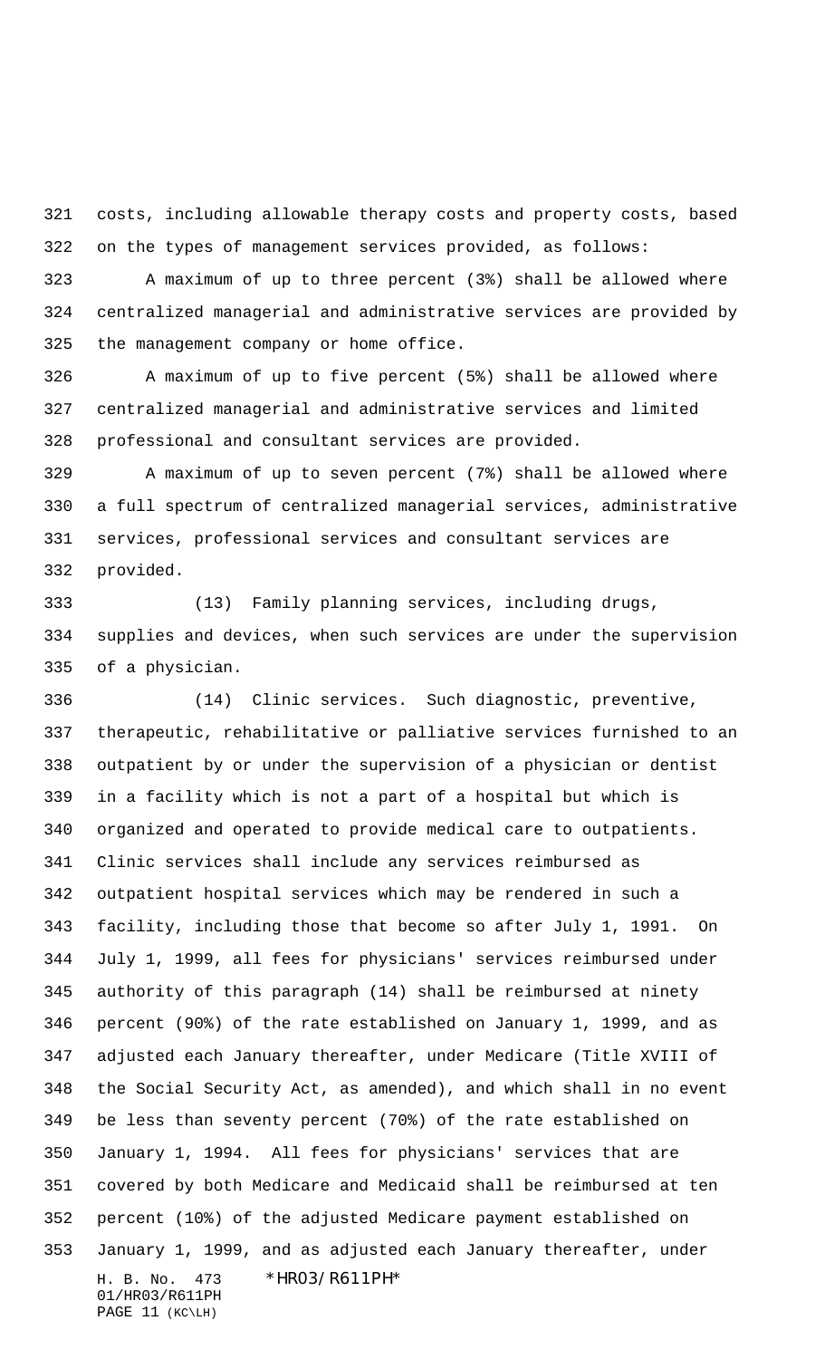costs, including allowable therapy costs and property costs, based on the types of management services provided, as follows:

A maximum of up to three percent (3%) shall be allowed where centralized managerial and administrative services are provided by the management company or home office.

A maximum of up to five percent (5%) shall be allowed where centralized managerial and administrative services and limited professional and consultant services are provided.

A maximum of up to seven percent (7%) shall be allowed where a full spectrum of centralized managerial services, administrative services, professional services and consultant services are provided.

(13) Family planning services, including drugs, supplies and devices, when such services are under the supervision of a physician.

(14) Clinic services. Such diagnostic, preventive, therapeutic, rehabilitative or palliative services furnished to an outpatient by or under the supervision of a physician or dentist in a facility which is not a part of a hospital but which is organized and operated to provide medical care to outpatients. Clinic services shall include any services reimbursed as outpatient hospital services which may be rendered in such a facility, including those that become so after July 1, 1991. On July 1, 1999, all fees for physicians' services reimbursed under authority of this paragraph (14) shall be reimbursed at ninety percent (90%) of the rate established on January 1, 1999, and as adjusted each January thereafter, under Medicare (Title XVIII of the Social Security Act, as amended), and which shall in no event be less than seventy percent (70%) of the rate established on January 1, 1994. All fees for physicians' services that are covered by both Medicare and Medicaid shall be reimbursed at ten percent (10%) of the adjusted Medicare payment established on January 1, 1999, and as adjusted each January thereafter, under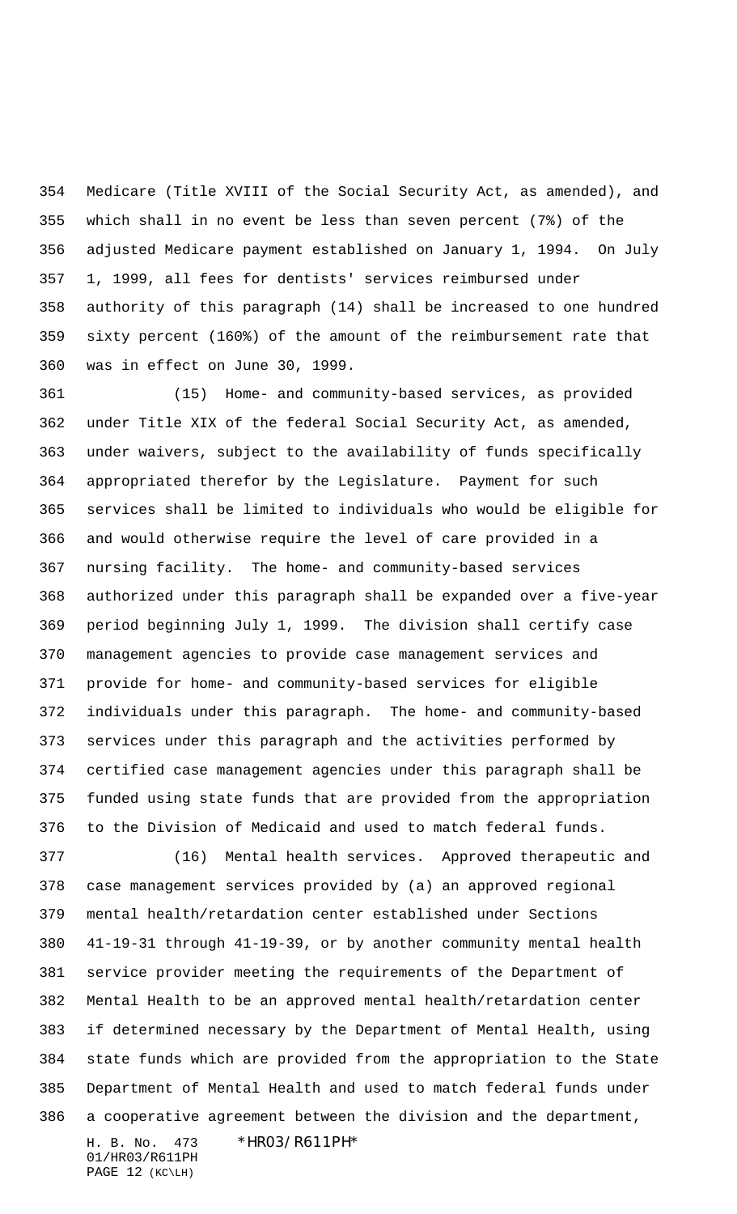Medicare (Title XVIII of the Social Security Act, as amended), and which shall in no event be less than seven percent (7%) of the adjusted Medicare payment established on January 1, 1994. On July 1, 1999, all fees for dentists' services reimbursed under authority of this paragraph (14) shall be increased to one hundred sixty percent (160%) of the amount of the reimbursement rate that was in effect on June 30, 1999.

(15) Home- and community-based services, as provided under Title XIX of the federal Social Security Act, as amended, under waivers, subject to the availability of funds specifically appropriated therefor by the Legislature. Payment for such services shall be limited to individuals who would be eligible for and would otherwise require the level of care provided in a nursing facility. The home- and community-based services authorized under this paragraph shall be expanded over a five-year period beginning July 1, 1999. The division shall certify case management agencies to provide case management services and provide for home- and community-based services for eligible individuals under this paragraph. The home- and community-based services under this paragraph and the activities performed by certified case management agencies under this paragraph shall be funded using state funds that are provided from the appropriation to the Division of Medicaid and used to match federal funds.

(16) Mental health services. Approved therapeutic and case management services provided by (a) an approved regional mental health/retardation center established under Sections 41-19-31 through 41-19-39, or by another community mental health service provider meeting the requirements of the Department of Mental Health to be an approved mental health/retardation center if determined necessary by the Department of Mental Health, using state funds which are provided from the appropriation to the State Department of Mental Health and used to match federal funds under a cooperative agreement between the division and the department,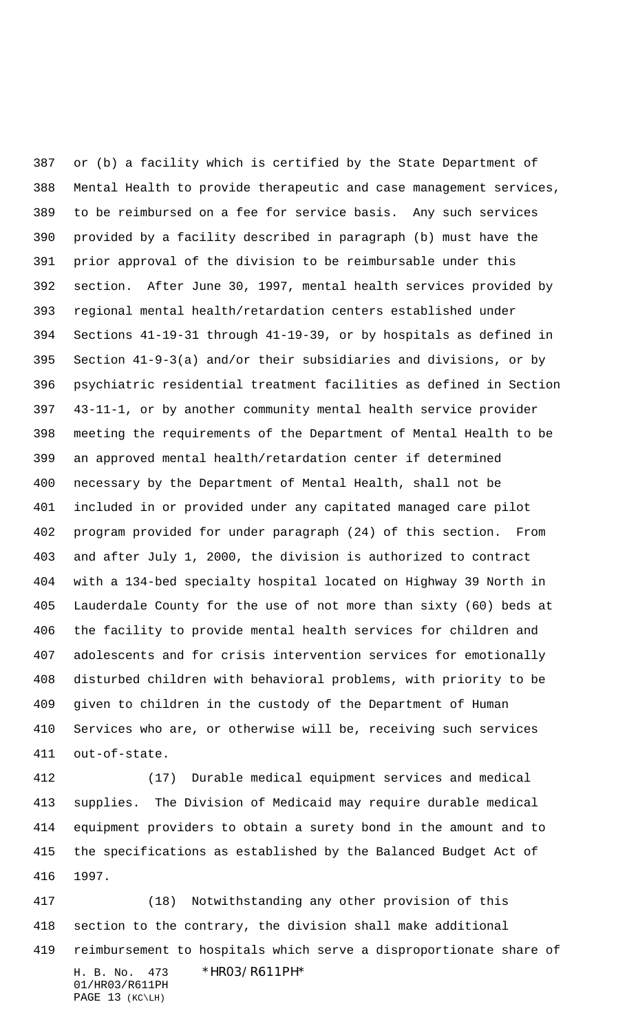or (b) a facility which is certified by the State Department of Mental Health to provide therapeutic and case management services, to be reimbursed on a fee for service basis. Any such services provided by a facility described in paragraph (b) must have the prior approval of the division to be reimbursable under this section. After June 30, 1997, mental health services provided by regional mental health/retardation centers established under Sections 41-19-31 through 41-19-39, or by hospitals as defined in Section 41-9-3(a) and/or their subsidiaries and divisions, or by psychiatric residential treatment facilities as defined in Section 43-11-1, or by another community mental health service provider meeting the requirements of the Department of Mental Health to be an approved mental health/retardation center if determined necessary by the Department of Mental Health, shall not be included in or provided under any capitated managed care pilot program provided for under paragraph (24) of this section. From and after July 1, 2000, the division is authorized to contract with a 134-bed specialty hospital located on Highway 39 North in Lauderdale County for the use of not more than sixty (60) beds at the facility to provide mental health services for children and adolescents and for crisis intervention services for emotionally disturbed children with behavioral problems, with priority to be given to children in the custody of the Department of Human Services who are, or otherwise will be, receiving such services out-of-state.

(17) Durable medical equipment services and medical supplies. The Division of Medicaid may require durable medical equipment providers to obtain a surety bond in the amount and to the specifications as established by the Balanced Budget Act of 1997.

(18) Notwithstanding any other provision of this section to the contrary, the division shall make additional reimbursement to hospitals which serve a disproportionate share of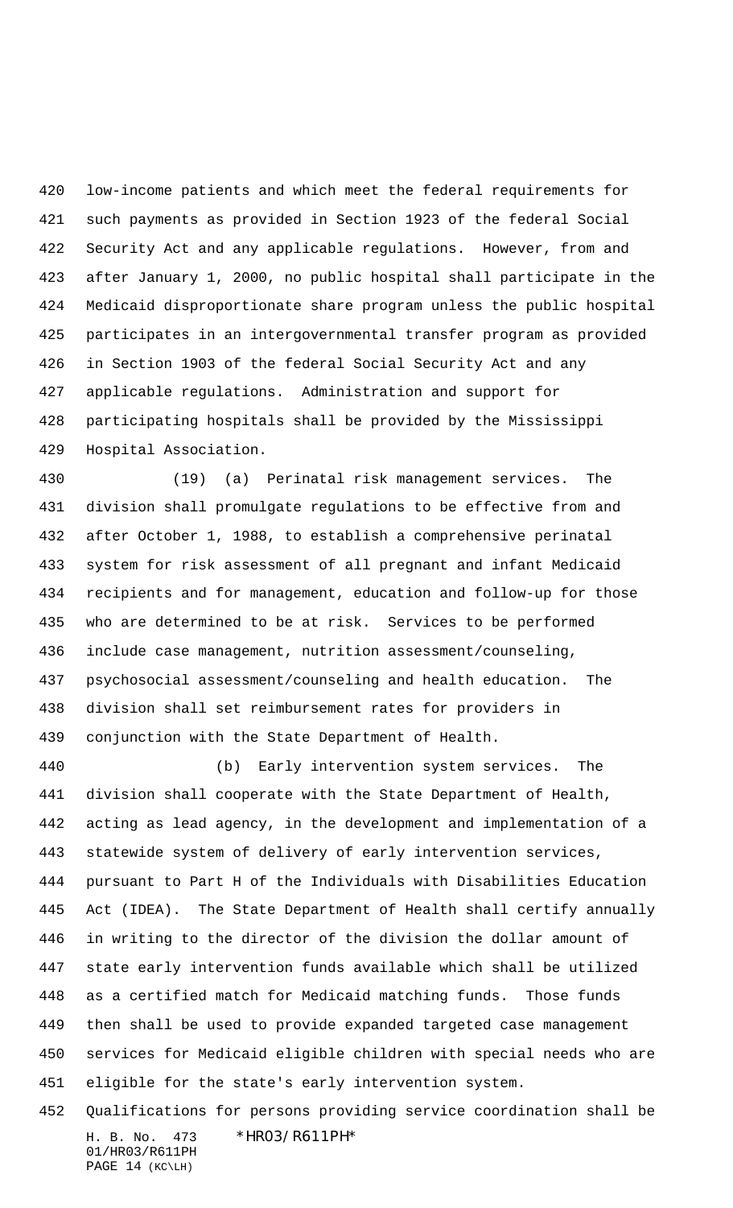low-income patients and which meet the federal requirements for such payments as provided in Section 1923 of the federal Social Security Act and any applicable regulations. However, from and after January 1, 2000, no public hospital shall participate in the Medicaid disproportionate share program unless the public hospital participates in an intergovernmental transfer program as provided in Section 1903 of the federal Social Security Act and any applicable regulations. Administration and support for participating hospitals shall be provided by the Mississippi Hospital Association.

(19) (a) Perinatal risk management services. The division shall promulgate regulations to be effective from and after October 1, 1988, to establish a comprehensive perinatal system for risk assessment of all pregnant and infant Medicaid recipients and for management, education and follow-up for those who are determined to be at risk. Services to be performed include case management, nutrition assessment/counseling, psychosocial assessment/counseling and health education. The division shall set reimbursement rates for providers in conjunction with the State Department of Health.

(b) Early intervention system services. The division shall cooperate with the State Department of Health, acting as lead agency, in the development and implementation of a statewide system of delivery of early intervention services, pursuant to Part H of the Individuals with Disabilities Education Act (IDEA). The State Department of Health shall certify annually in writing to the director of the division the dollar amount of state early intervention funds available which shall be utilized as a certified match for Medicaid matching funds. Those funds then shall be used to provide expanded targeted case management services for Medicaid eligible children with special needs who are eligible for the state's early intervention system.

Qualifications for persons providing service coordination shall be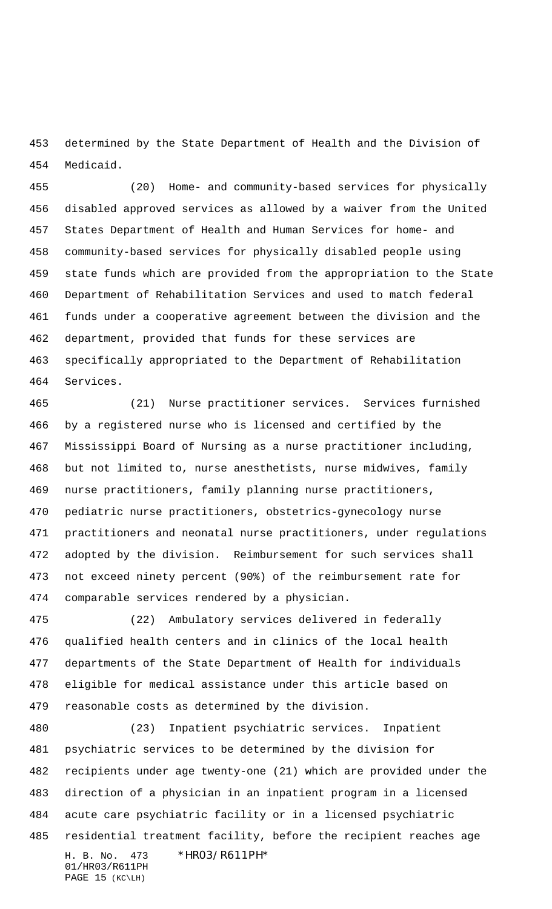determined by the State Department of Health and the Division of Medicaid.

(20) Home- and community-based services for physically disabled approved services as allowed by a waiver from the United States Department of Health and Human Services for home- and community-based services for physically disabled people using state funds which are provided from the appropriation to the State Department of Rehabilitation Services and used to match federal funds under a cooperative agreement between the division and the department, provided that funds for these services are specifically appropriated to the Department of Rehabilitation Services.

(21) Nurse practitioner services. Services furnished by a registered nurse who is licensed and certified by the Mississippi Board of Nursing as a nurse practitioner including, but not limited to, nurse anesthetists, nurse midwives, family nurse practitioners, family planning nurse practitioners, pediatric nurse practitioners, obstetrics-gynecology nurse practitioners and neonatal nurse practitioners, under regulations adopted by the division. Reimbursement for such services shall not exceed ninety percent (90%) of the reimbursement rate for comparable services rendered by a physician.

(22) Ambulatory services delivered in federally qualified health centers and in clinics of the local health departments of the State Department of Health for individuals eligible for medical assistance under this article based on reasonable costs as determined by the division.

(23) Inpatient psychiatric services. Inpatient psychiatric services to be determined by the division for recipients under age twenty-one (21) which are provided under the direction of a physician in an inpatient program in a licensed acute care psychiatric facility or in a licensed psychiatric residential treatment facility, before the recipient reaches age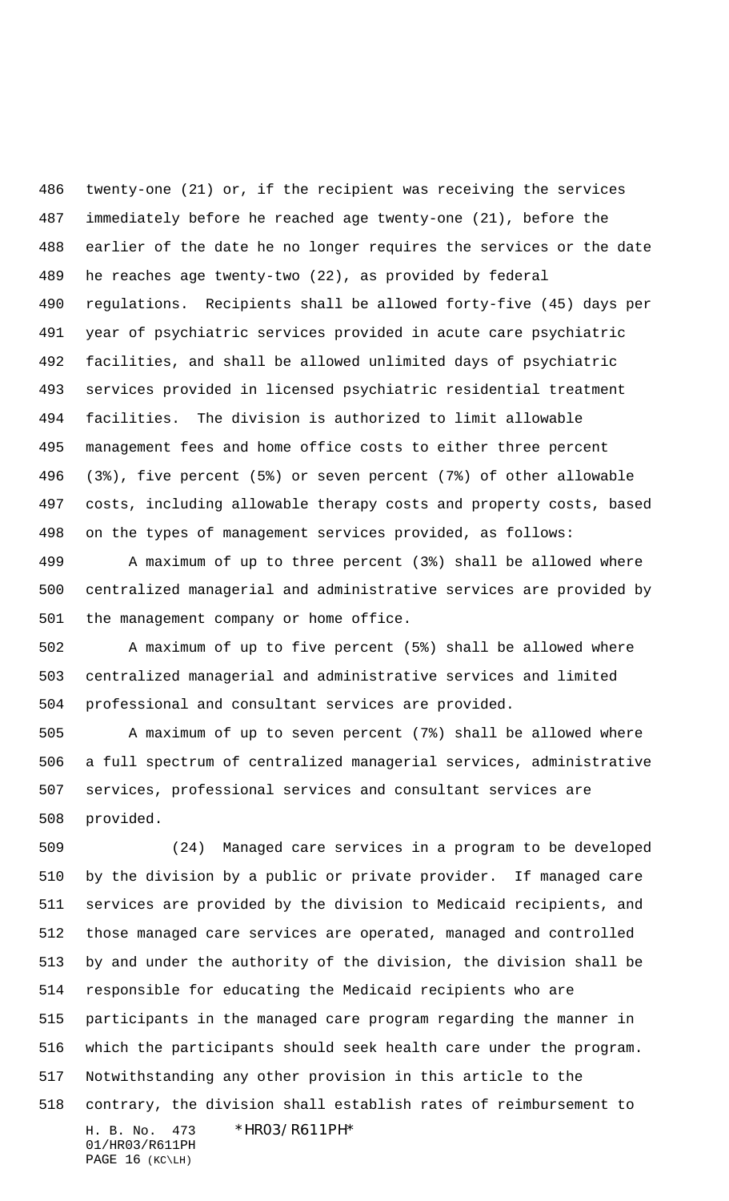twenty-one (21) or, if the recipient was receiving the services immediately before he reached age twenty-one (21), before the earlier of the date he no longer requires the services or the date he reaches age twenty-two (22), as provided by federal regulations. Recipients shall be allowed forty-five (45) days per year of psychiatric services provided in acute care psychiatric facilities, and shall be allowed unlimited days of psychiatric services provided in licensed psychiatric residential treatment facilities. The division is authorized to limit allowable management fees and home office costs to either three percent (3%), five percent (5%) or seven percent (7%) of other allowable costs, including allowable therapy costs and property costs, based on the types of management services provided, as follows:

A maximum of up to three percent (3%) shall be allowed where centralized managerial and administrative services are provided by the management company or home office.

A maximum of up to five percent (5%) shall be allowed where centralized managerial and administrative services and limited professional and consultant services are provided.

A maximum of up to seven percent (7%) shall be allowed where a full spectrum of centralized managerial services, administrative services, professional services and consultant services are provided.

(24) Managed care services in a program to be developed by the division by a public or private provider. If managed care services are provided by the division to Medicaid recipients, and those managed care services are operated, managed and controlled by and under the authority of the division, the division shall be responsible for educating the Medicaid recipients who are participants in the managed care program regarding the manner in which the participants should seek health care under the program. Notwithstanding any other provision in this article to the contrary, the division shall establish rates of reimbursement to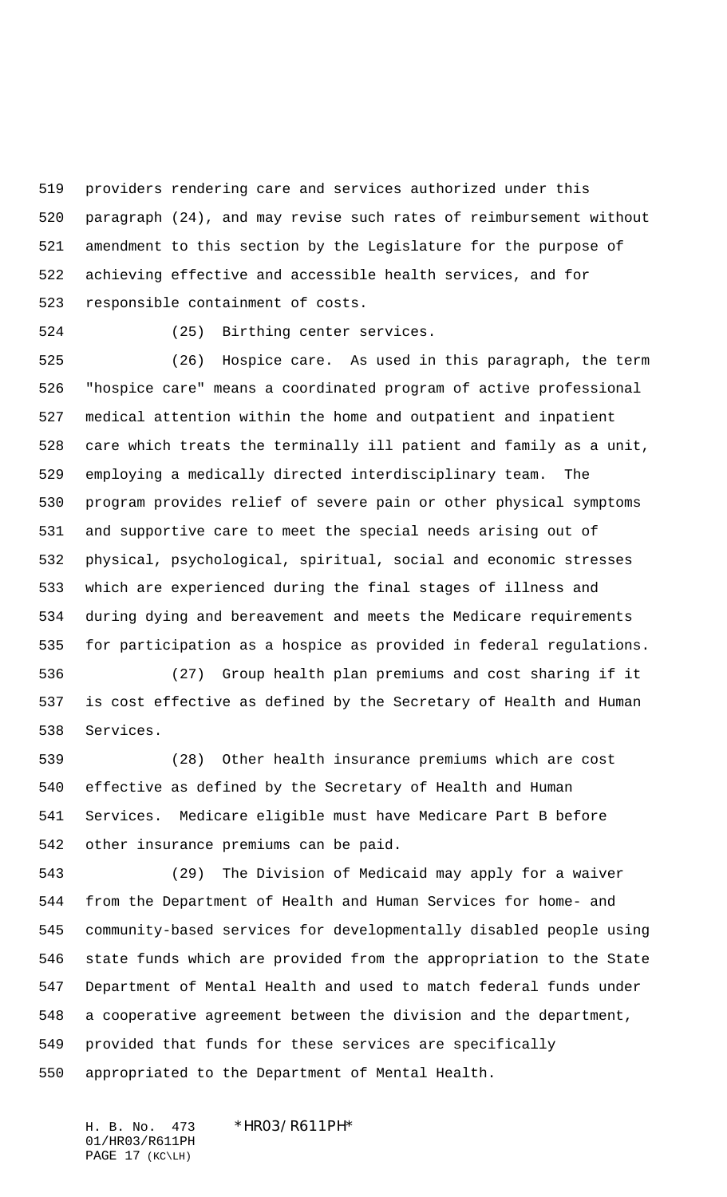providers rendering care and services authorized under this paragraph (24), and may revise such rates of reimbursement without amendment to this section by the Legislature for the purpose of achieving effective and accessible health services, and for responsible containment of costs.

(25) Birthing center services.

(26) Hospice care. As used in this paragraph, the term "hospice care" means a coordinated program of active professional medical attention within the home and outpatient and inpatient care which treats the terminally ill patient and family as a unit, employing a medically directed interdisciplinary team. The program provides relief of severe pain or other physical symptoms and supportive care to meet the special needs arising out of physical, psychological, spiritual, social and economic stresses which are experienced during the final stages of illness and during dying and bereavement and meets the Medicare requirements for participation as a hospice as provided in federal regulations.

(27) Group health plan premiums and cost sharing if it is cost effective as defined by the Secretary of Health and Human Services.

(28) Other health insurance premiums which are cost effective as defined by the Secretary of Health and Human Services. Medicare eligible must have Medicare Part B before other insurance premiums can be paid.

(29) The Division of Medicaid may apply for a waiver from the Department of Health and Human Services for home- and community-based services for developmentally disabled people using state funds which are provided from the appropriation to the State Department of Mental Health and used to match federal funds under a cooperative agreement between the division and the department, provided that funds for these services are specifically appropriated to the Department of Mental Health.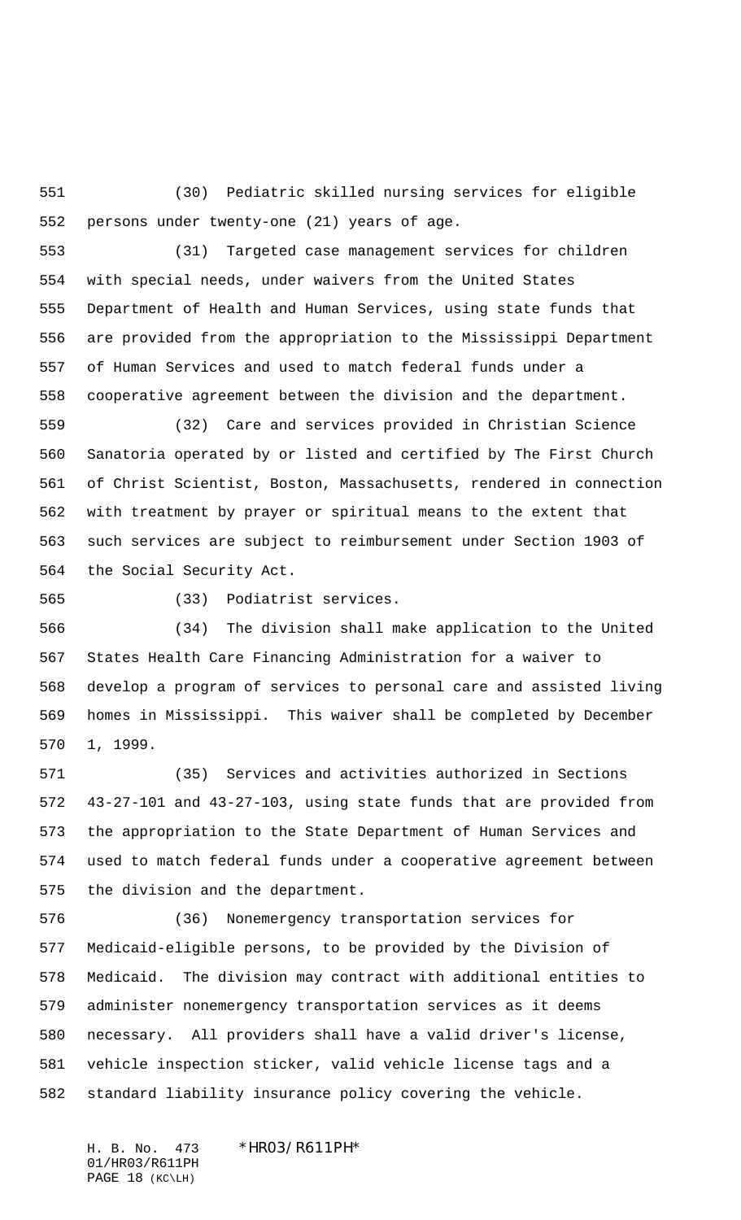(30) Pediatric skilled nursing services for eligible persons under twenty-one (21) years of age.

(31) Targeted case management services for children with special needs, under waivers from the United States Department of Health and Human Services, using state funds that are provided from the appropriation to the Mississippi Department of Human Services and used to match federal funds under a cooperative agreement between the division and the department.

(32) Care and services provided in Christian Science Sanatoria operated by or listed and certified by The First Church of Christ Scientist, Boston, Massachusetts, rendered in connection with treatment by prayer or spiritual means to the extent that such services are subject to reimbursement under Section 1903 of the Social Security Act.

(33) Podiatrist services.

(34) The division shall make application to the United States Health Care Financing Administration for a waiver to develop a program of services to personal care and assisted living homes in Mississippi. This waiver shall be completed by December 1, 1999.

(35) Services and activities authorized in Sections 43-27-101 and 43-27-103, using state funds that are provided from the appropriation to the State Department of Human Services and used to match federal funds under a cooperative agreement between the division and the department.

(36) Nonemergency transportation services for Medicaid-eligible persons, to be provided by the Division of Medicaid. The division may contract with additional entities to administer nonemergency transportation services as it deems necessary. All providers shall have a valid driver's license, vehicle inspection sticker, valid vehicle license tags and a standard liability insurance policy covering the vehicle.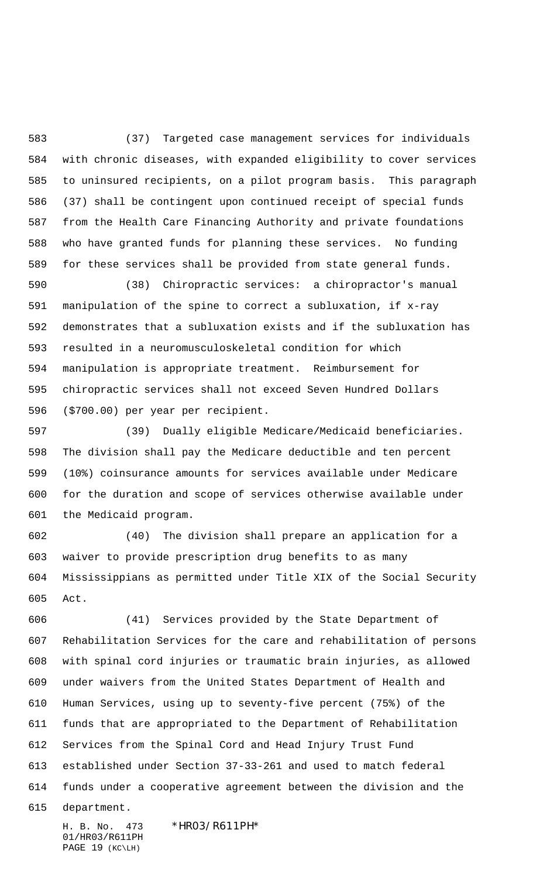(37) Targeted case management services for individuals with chronic diseases, with expanded eligibility to cover services to uninsured recipients, on a pilot program basis. This paragraph (37) shall be contingent upon continued receipt of special funds from the Health Care Financing Authority and private foundations who have granted funds for planning these services. No funding for these services shall be provided from state general funds.

(38) Chiropractic services: a chiropractor's manual manipulation of the spine to correct a subluxation, if x-ray demonstrates that a subluxation exists and if the subluxation has resulted in a neuromusculoskeletal condition for which manipulation is appropriate treatment. Reimbursement for chiropractic services shall not exceed Seven Hundred Dollars ($700.00) per year per recipient.

(39) Dually eligible Medicare/Medicaid beneficiaries. The division shall pay the Medicare deductible and ten percent (10%) coinsurance amounts for services available under Medicare for the duration and scope of services otherwise available under the Medicaid program.

(40) The division shall prepare an application for a waiver to provide prescription drug benefits to as many Mississippians as permitted under Title XIX of the Social Security Act.

(41) Services provided by the State Department of Rehabilitation Services for the care and rehabilitation of persons with spinal cord injuries or traumatic brain injuries, as allowed under waivers from the United States Department of Health and Human Services, using up to seventy-five percent (75%) of the funds that are appropriated to the Department of Rehabilitation Services from the Spinal Cord and Head Injury Trust Fund established under Section 37-33-261 and used to match federal funds under a cooperative agreement between the division and the department.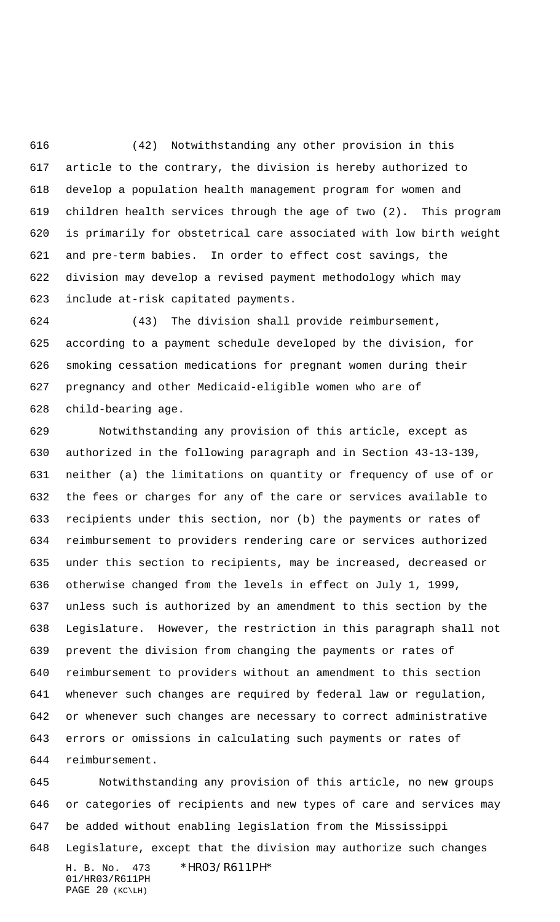(42) Notwithstanding any other provision in this article to the contrary, the division is hereby authorized to develop a population health management program for women and children health services through the age of two (2). This program is primarily for obstetrical care associated with low birth weight and pre-term babies. In order to effect cost savings, the division may develop a revised payment methodology which may include at-risk capitated payments.

(43) The division shall provide reimbursement, according to a payment schedule developed by the division, for smoking cessation medications for pregnant women during their pregnancy and other Medicaid-eligible women who are of child-bearing age.

Notwithstanding any provision of this article, except as authorized in the following paragraph and in Section 43-13-139, neither (a) the limitations on quantity or frequency of use of or the fees or charges for any of the care or services available to recipients under this section, nor (b) the payments or rates of reimbursement to providers rendering care or services authorized under this section to recipients, may be increased, decreased or otherwise changed from the levels in effect on July 1, 1999, unless such is authorized by an amendment to this section by the Legislature. However, the restriction in this paragraph shall not prevent the division from changing the payments or rates of reimbursement to providers without an amendment to this section whenever such changes are required by federal law or regulation, or whenever such changes are necessary to correct administrative errors or omissions in calculating such payments or rates of reimbursement.

Notwithstanding any provision of this article, no new groups or categories of recipients and new types of care and services may be added without enabling legislation from the Mississippi Legislature, except that the division may authorize such changes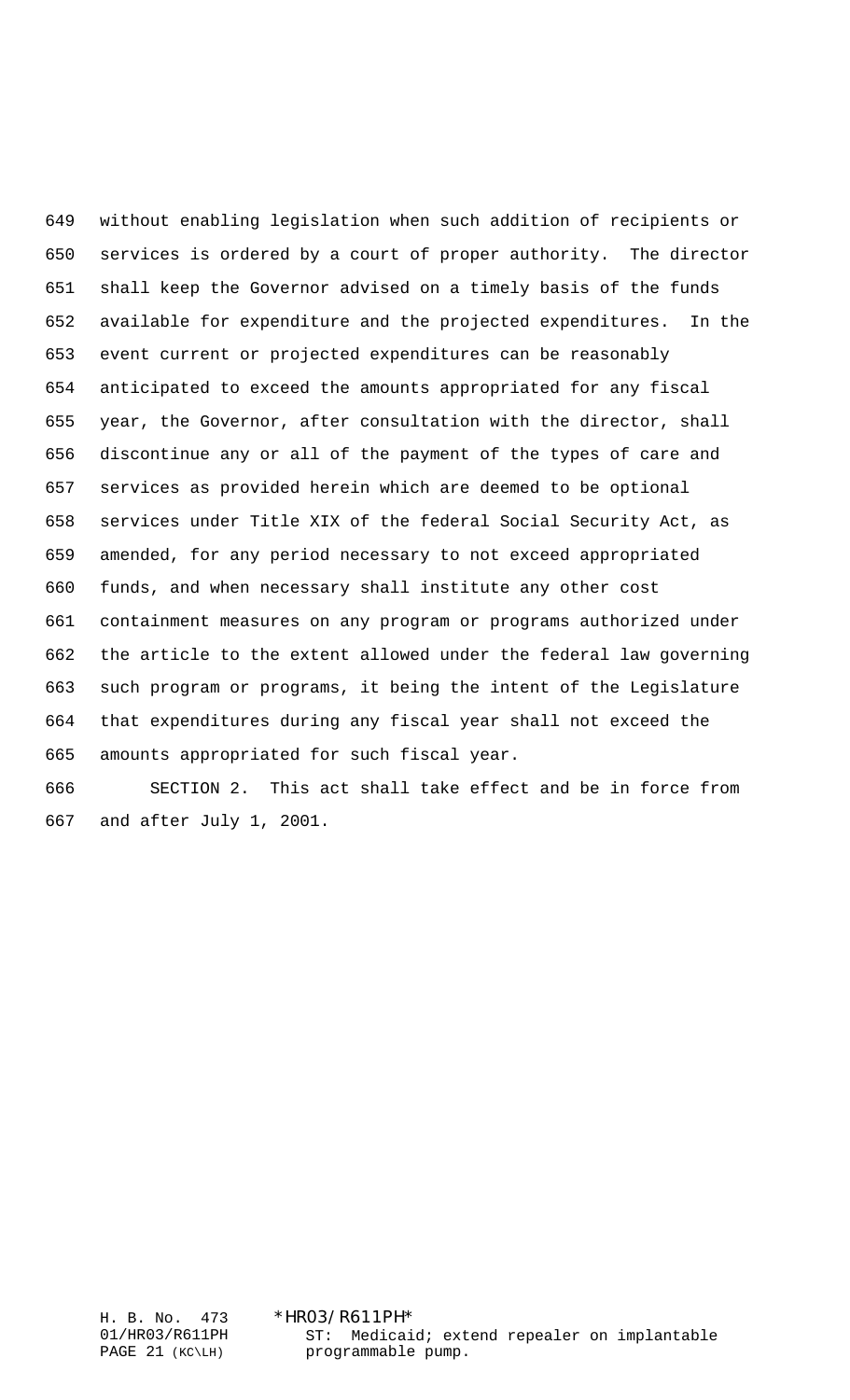without enabling legislation when such addition of recipients or services is ordered by a court of proper authority. The director shall keep the Governor advised on a timely basis of the funds available for expenditure and the projected expenditures. In the event current or projected expenditures can be reasonably anticipated to exceed the amounts appropriated for any fiscal year, the Governor, after consultation with the director, shall discontinue any or all of the payment of the types of care and services as provided herein which are deemed to be optional services under Title XIX of the federal Social Security Act, as amended, for any period necessary to not exceed appropriated funds, and when necessary shall institute any other cost containment measures on any program or programs authorized under the article to the extent allowed under the federal law governing such program or programs, it being the intent of the Legislature that expenditures during any fiscal year shall not exceed the amounts appropriated for such fiscal year.

SECTION 2. This act shall take effect and be in force from and after July 1, 2001.

ST: Medicaid; extend repealer on implantable programmable pump.